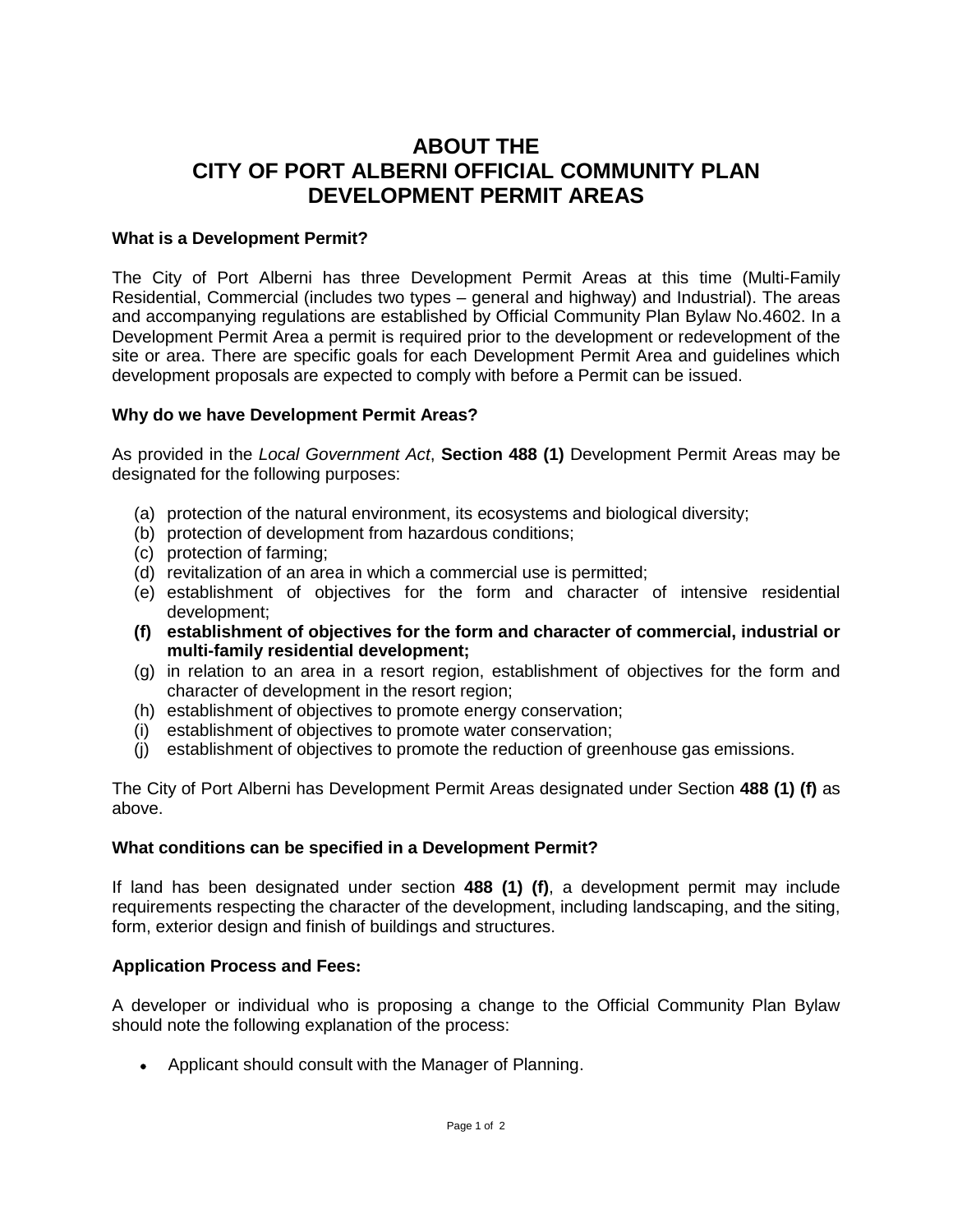# ABOUT THE CITY OF PORT ALBERNI OFFICIAL COMMUNITY PLAN DEVELOPMENT PERMIT AREAS

### What is a Development Permit?

The City of Port Alberni has three Development Permit Areas at this time (Multi-Family Residential, Commercial (includes two types – general and highway) and Industrial). The areas and accompanying regulations are established by Official Community Plan Bylaw No.4602. In a Development Permit Area a permit is required prior to the development or redevelopment of the site or area. There are specific goals for each Development Permit Area and guidelines which development proposals are expected to comply with before a Permit can be issued.

### Why do we have Development Permit Areas?

As provided in the *Local Government Act*, **Section 488 (1)** Development Permit Areas may be designated for the following purposes:

(a) protection of the natural environment, its ecosystems and biological diversity;
(b) protection of development from hazardous conditions;
(c) protection of farming;
(d) revitalization of an area in which a commercial use is permitted;
(e) establishment of objectives for the form and character of intensive residential development;
**(f) establishment of objectives for the form and character of commercial, industrial or multi-family residential development;**
(g) in relation to an area in a resort region, establishment of objectives for the form and character of development in the resort region;
(h) establishment of objectives to promote energy conservation;
(i) establishment of objectives to promote water conservation;
(j) establishment of objectives to promote the reduction of greenhouse gas emissions.

The City of Port Alberni has Development Permit Areas designated under Section **488 (1) (f)** as above.

### What conditions can be specified in a Development Permit?

If land has been designated under section **488 (1) (f)**, a development permit may include requirements respecting the character of the development, including landscaping, and the siting, form, exterior design and finish of buildings and structures.

### Application Process and Fees:

A developer or individual who is proposing a change to the Official Community Plan Bylaw should note the following explanation of the process:

- Applicant should consult with the Manager of Planning.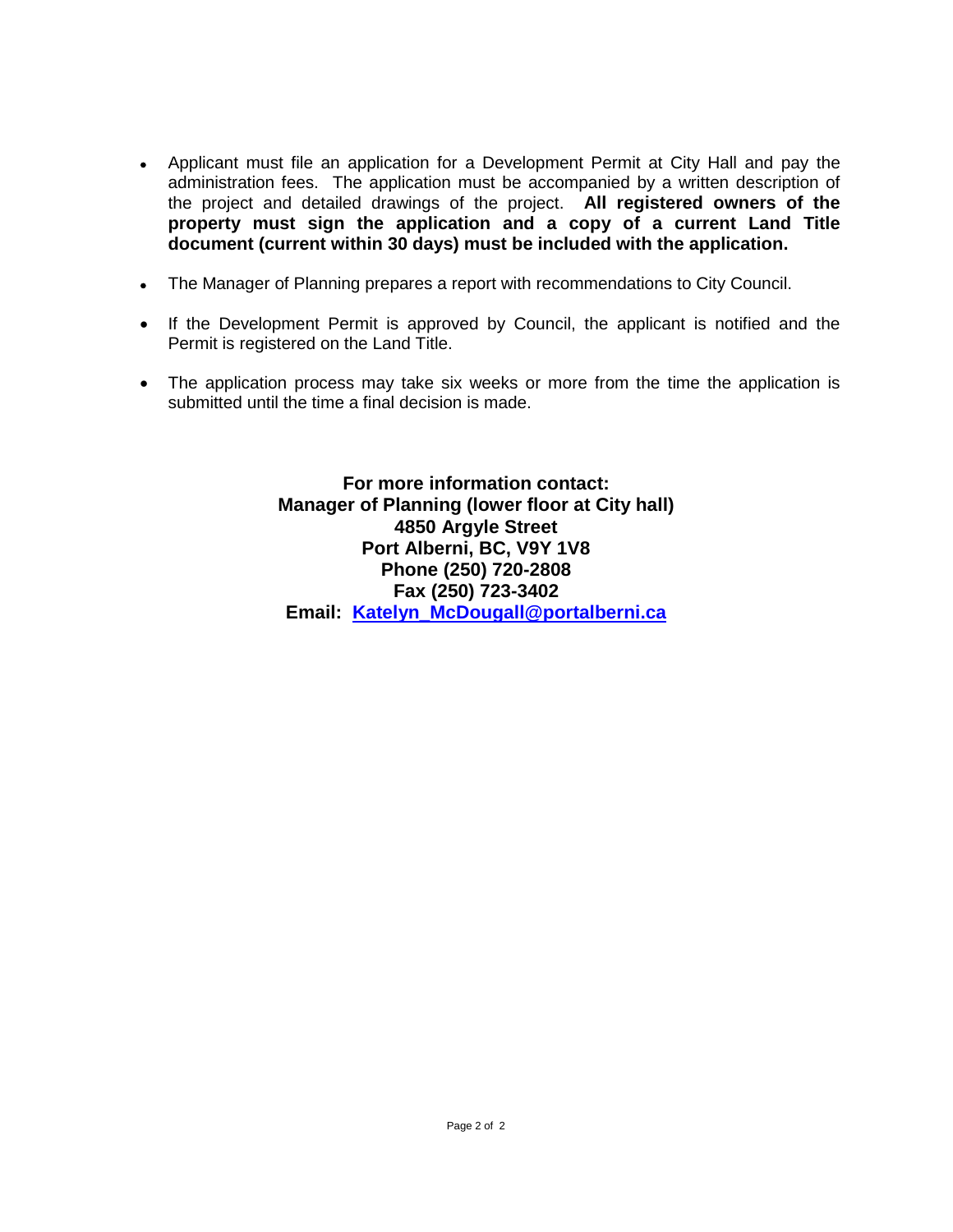- Applicant must file an application for a Development Permit at City Hall and pay the administration fees. The application must be accompanied by a written description of the project and detailed drawings of the project. **All registered owners of the property must sign the application and a copy of a current Land Title document (current within 30 days) must be included with the application.**

- The Manager of Planning prepares a report with recommendations to City Council.

- If the Development Permit is approved by Council, the applicant is notified and the Permit is registered on the Land Title.

- The application process may take six weeks or more from the time the application is submitted until the time a final decision is made.

**For more information contact:**
**Manager of Planning (lower floor at City hall)**
**4850 Argyle Street**
**Port Alberni, BC, V9Y 1V8**
**Phone (250) 720-2808**
**Fax (250) 723-3402**
**Email: [Katelyn_McDougall@portalberni.ca](mailto:Katelyn_McDougall@portalberni.ca)**